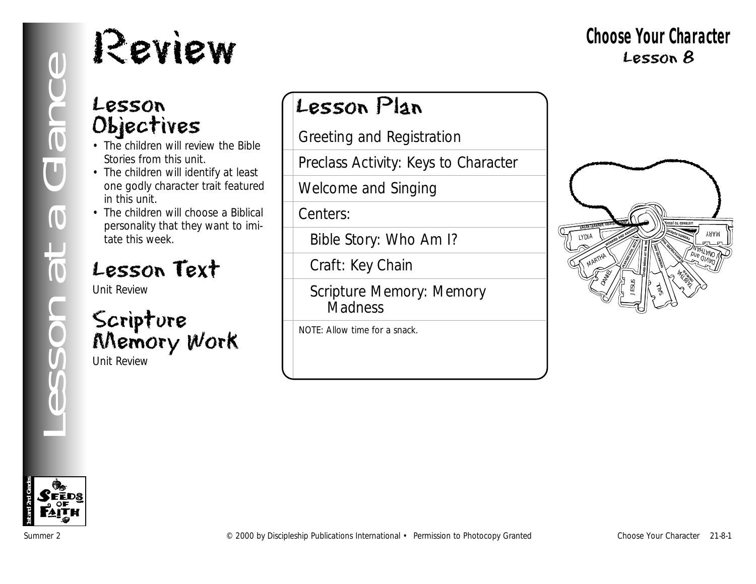# Review

**Choose Your Character**
Lesson 8

Lesson at a Glance

## Lesson Objectives

- The children will review the Bible Stories from this unit.
- The children will identify at least one godly character trait featured in this unit.
- The children will choose a Biblical personality that they want to imitate this week.

## Lesson Text

Unit Review

## Scripture Memory Work

Unit Review

## Lesson Plan

Greeting and Registration

Preclass Activity: Keys to Character

Welcome and Singing

Centers:

- Bible Story: Who Am I?
- Craft: Key Chain
- Scripture Memory: Memory Madness

NOTE: Allow time for a snack.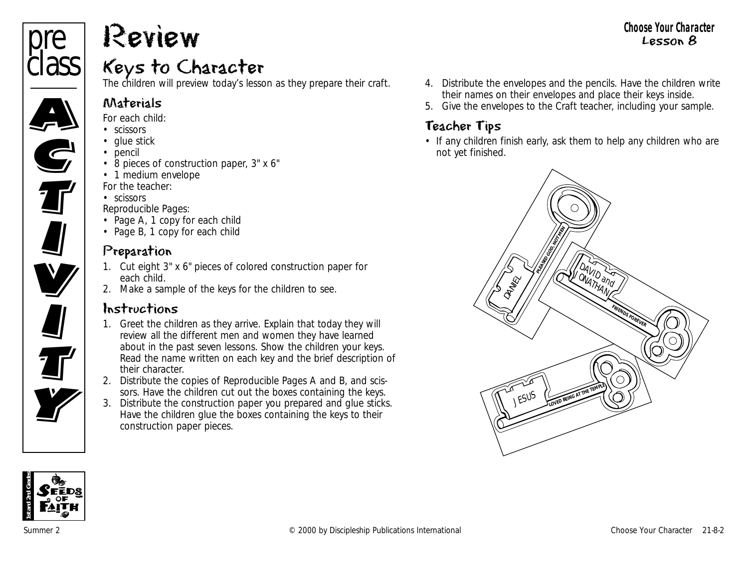# Review

## Keys to Character

The children will preview today's lesson as they prepare their craft.

### Materials

For each child:

- scissors
- glue stick
- pencil
- 8 pieces of construction paper, 3" x 6"
- 1 medium envelope

For the teacher:

- scissors

Reproducible Pages:

- Page A, 1 copy for each child
- Page B, 1 copy for each child

### Preparation

1. Cut eight 3" x 6" pieces of colored construction paper for each child.
2. Make a sample of the keys for the children to see.

### Instructions

1. Greet the children as they arrive. Explain that today they will review all the different men and women they have learned about in the past seven lessons. Show the children your keys. Read the name written on each key and the brief description of their character.
2. Distribute the copies of Reproducible Pages A and B, and scissors. Have the children cut out the boxes containing the keys.
3. Distribute the construction paper you prepared and glue sticks. Have the children glue the boxes containing the keys to their construction paper pieces.
4. Distribute the envelopes and the pencils. Have the children write their names on their envelopes and place their keys inside.
5. Give the envelopes to the Craft teacher, including your sample.

### Teacher Tips

- If any children finish early, ask them to help any children who are not yet finished.

DANIEL — PLEASED GOD, NOT MEN

DAVID and JONATHAN — FRIENDS FOREVER

JESUS — LOVED BEING AT THE TEMPLE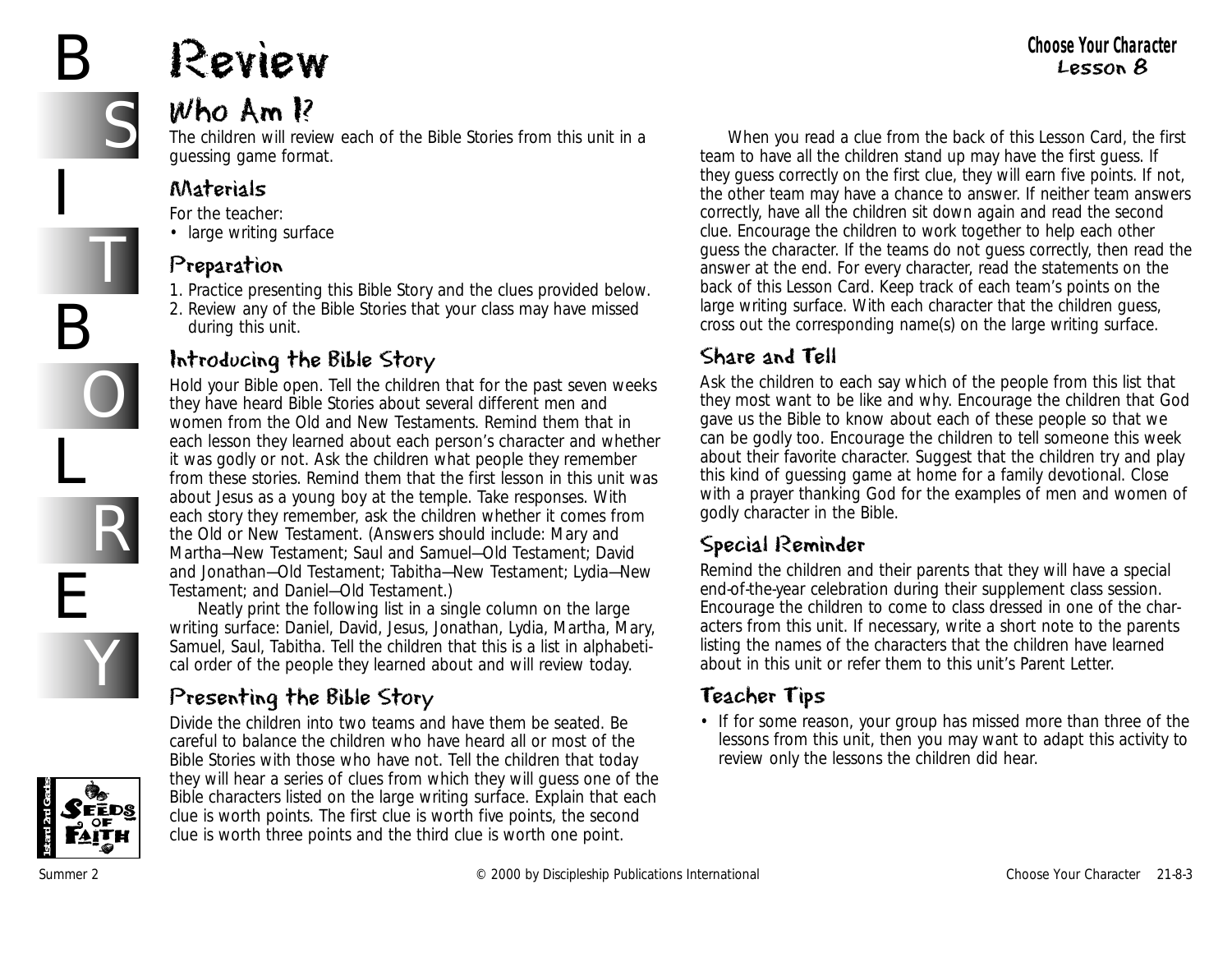# Review

## Who Am I?

The children will review each of the Bible Stories from this unit in a guessing game format.

### Materials

For the teacher:

- large writing surface

### Preparation

1. Practice presenting this Bible Story and the clues provided below.
2. Review any of the Bible Stories that your class may have missed during this unit.

### Introducing the Bible Story

Hold your Bible open. Tell the children that for the past seven weeks they have heard Bible Stories about several different men and women from the Old and New Testaments. Remind them that in each lesson they learned about each person's character and whether it was godly or not. Ask the children what people they remember from these stories. Remind them that the first lesson in this unit was about Jesus as a young boy at the temple. Take responses. With each story they remember, ask the children whether it comes from the Old or New Testament. (Answers should include: Mary and Martha—New Testament; Saul and Samuel—Old Testament; David and Jonathan—Old Testament; Tabitha—New Testament; Lydia—New Testament; and Daniel—Old Testament.)

Neatly print the following list in a single column on the large writing surface: Daniel, David, Jesus, Jonathan, Lydia, Martha, Mary, Samuel, Saul, Tabitha. Tell the children that this is a list in alphabetical order of the people they learned about and will review today.

### Presenting the Bible Story

Divide the children into two teams and have them be seated. Be careful to balance the children who have heard all or most of the Bible Stories with those who have not. Tell the children that today they will hear a series of clues from which they will guess one of the Bible characters listed on the large writing surface. Explain that each clue is worth points. The first clue is worth five points, the second clue is worth three points and the third clue is worth one point.

When you read a clue from the back of this Lesson Card, the first team to have all the children stand up may have the first guess. If they guess correctly on the first clue, they will earn five points. If not, the other team may have a chance to answer. If neither team answers correctly, have all the children sit down again and read the second clue. Encourage the children to work together to help each other guess the character. If the teams do not guess correctly, then read the answer at the end. For every character, read the statements on the back of this Lesson Card. Keep track of each team's points on the large writing surface. With each character that the children guess, cross out the corresponding name(s) on the large writing surface.

### Share and Tell

Ask the children to each say which of the people from this list that they most want to be like and why. Encourage the children that God gave us the Bible to know about each of these people so that we can be godly too. Encourage the children to tell someone this week about their favorite character. Suggest that the children try and play this kind of guessing game at home for a family devotional. Close with a prayer thanking God for the examples of men and women of godly character in the Bible.

### Special Reminder

Remind the children and their parents that they will have a special end-of-the-year celebration during their supplement class session. Encourage the children to come to class dressed in one of the characters from this unit. If necessary, write a short note to the parents listing the names of the characters that the children have learned about in this unit or refer them to this unit's Parent Letter.

### Teacher Tips

- If for some reason, your group has missed more than three of the lessons from this unit, then you may want to adapt this activity to review only the lessons the children did hear.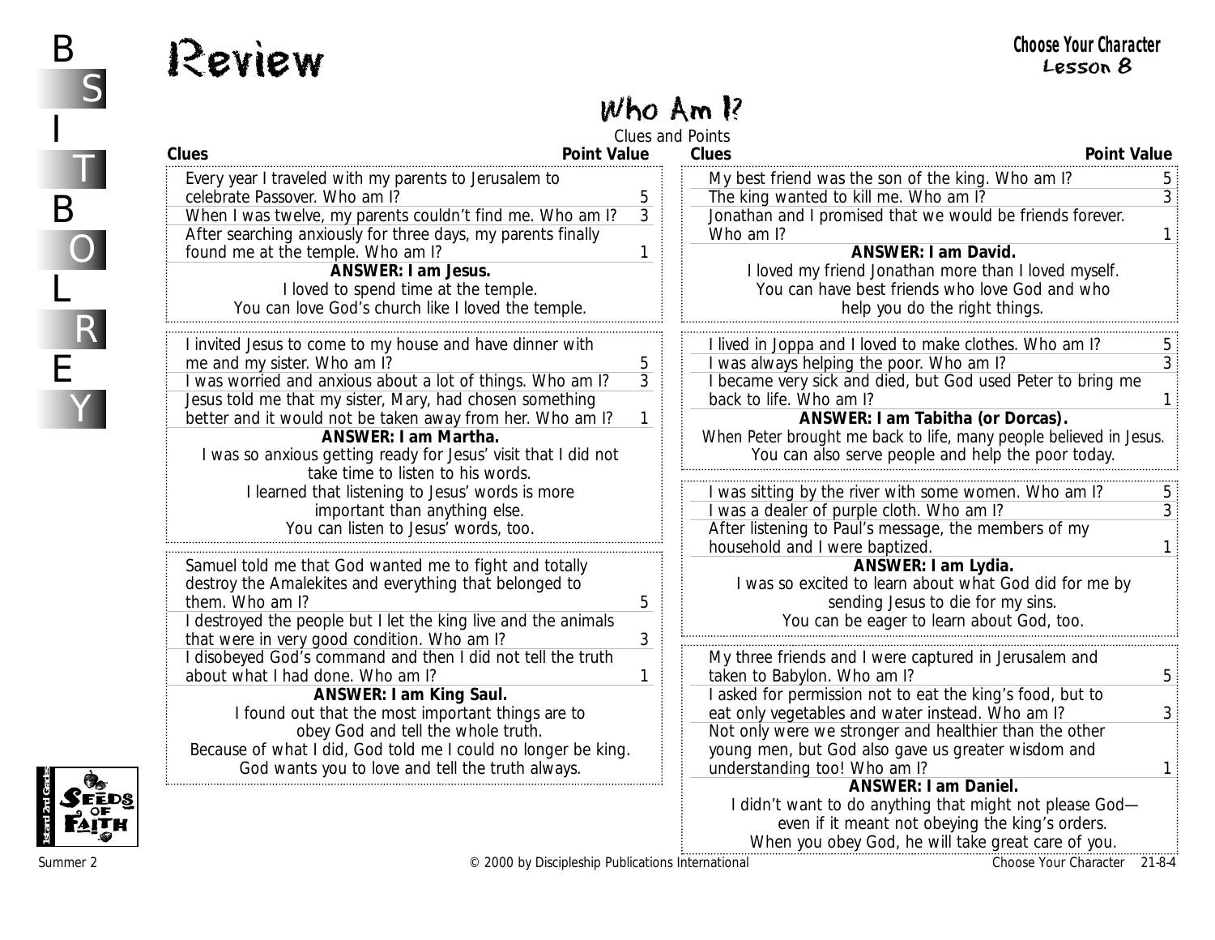# Review

**Choose Your Character**
**Lesson 8**

## Who Am I?

Clues and Points

| Clues | Point Value |
|---|---|
| Every year I traveled with my parents to Jerusalem to celebrate Passover. Who am I? | 5 |
| When I was twelve, my parents couldn't find me. Who am I? | 3 |
| After searching anxiously for three days, my parents finally found me at the temple. Who am I? | 1 |

**ANSWER: I am Jesus.**
I loved to spend time at the temple.
You can love God's church like I loved the temple.

| Clues | Point Value |
|---|---|
| I invited Jesus to come to my house and have dinner with me and my sister. Who am I? | 5 |
| I was worried and anxious about a lot of things. Who am I? | 3 |
| Jesus told me that my sister, Mary, had chosen something better and it would not be taken away from her. Who am I? | 1 |

**ANSWER: I am Martha.**
I was so anxious getting ready for Jesus' visit that I did not take time to listen to his words.
I learned that listening to Jesus' words is more important than anything else.
You can listen to Jesus' words, too.

| Clues | Point Value |
|---|---|
| Samuel told me that God wanted me to fight and totally destroy the Amalekites and everything that belonged to them. Who am I? | 5 |
| I destroyed the people but I let the king live and the animals that were in very good condition. Who am I? | 3 |
| I disobeyed God's command and then I did not tell the truth about what I had done. Who am I? | 1 |

**ANSWER: I am King Saul.**
I found out that the most important things are to obey God and tell the whole truth.
Because of what I did, God told me I could no longer be king.
God wants you to love and tell the truth always.

| Clues | Point Value |
|---|---|
| My best friend was the son of the king. Who am I? | 5 |
| The king wanted to kill me. Who am I? | 3 |
| Jonathan and I promised that we would be friends forever. Who am I? | 1 |

**ANSWER: I am David.**
I loved my friend Jonathan more than I loved myself.
You can have best friends who love God and who help you do the right things.

| Clues | Point Value |
|---|---|
| I lived in Joppa and I loved to make clothes. Who am I? | 5 |
| I was always helping the poor. Who am I? | 3 |
| I became very sick and died, but God used Peter to bring me back to life. Who am I? | 1 |

**ANSWER: I am Tabitha (or Dorcas).**
When Peter brought me back to life, many people believed in Jesus.
You can also serve people and help the poor today.

| Clues | Point Value |
|---|---|
| I was sitting by the river with some women. Who am I? | 5 |
| I was a dealer of purple cloth. Who am I? | 3 |
| After listening to Paul's message, the members of my household and I were baptized. | 1 |

**ANSWER: I am Lydia.**
I was so excited to learn about what God did for me by sending Jesus to die for my sins.
You can be eager to learn about God, too.

| Clues | Point Value |
|---|---|
| My three friends and I were captured in Jerusalem and taken to Babylon. Who am I? | 5 |
| I asked for permission not to eat the king's food, but to eat only vegetables and water instead. Who am I? | 3 |
| Not only were we stronger and healthier than the other young men, but God also gave us greater wisdom and understanding too! Who am I? | 1 |

**ANSWER: I am Daniel.**
I didn't want to do anything that might not please God—even if it meant not obeying the king's orders.
When you obey God, he will take great care of you.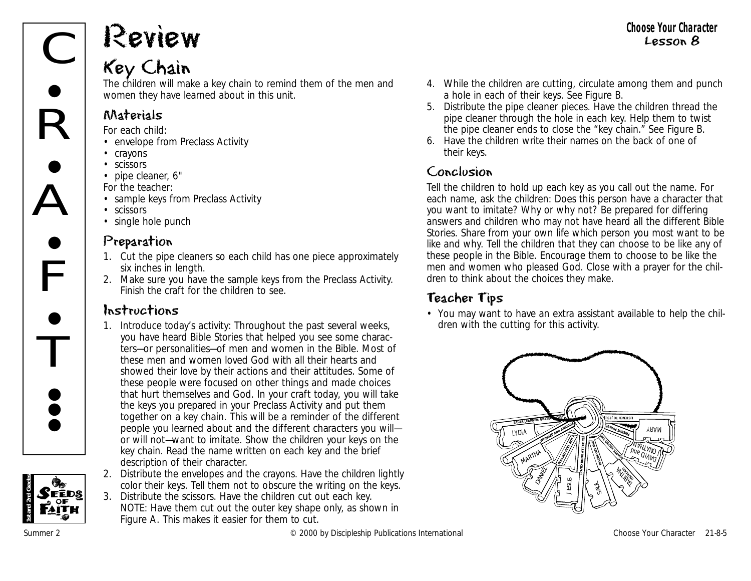# Review

## Key Chain

The children will make a key chain to remind them of the men and women they have learned about in this unit.

### Materials

For each child:

- envelope from Preclass Activity
- crayons
- scissors
- pipe cleaner, 6"

For the teacher:

- sample keys from Preclass Activity
- scissors
- single hole punch

### Preparation

1. Cut the pipe cleaners so each child has one piece approximately six inches in length.
2. Make sure you have the sample keys from the Preclass Activity. Finish the craft for the children to see.

### Instructions

1. Introduce today's activity: Throughout the past several weeks, you have heard Bible Stories that helped you see some characters—or personalities—of men and women in the Bible. Most of these men and women loved God with all their hearts and showed their love by their actions and their attitudes. Some of these people were focused on other things and made choices that hurt themselves and God. In your craft today, you will take the keys you prepared in your Preclass Activity and put them together on a key chain. This will be a reminder of the different people you learned about and the different characters you will—or will not—want to imitate. Show the children your keys on the key chain. Read the name written on each key and the brief description of their character.
2. Distribute the envelopes and the crayons. Have the children lightly color their keys. Tell them not to obscure the writing on the keys.
3. Distribute the scissors. Have the children cut out each key. NOTE: Have them cut out the outer key shape only, as shown in Figure A. This makes it easier for them to cut.
4. While the children are cutting, circulate among them and punch a hole in each of their keys. See Figure B.
5. Distribute the pipe cleaner pieces. Have the children thread the pipe cleaner through the hole in each key. Help them to twist the pipe cleaner ends to close the "key chain." See Figure B.
6. Have the children write their names on the back of one of their keys.

### Conclusion

Tell the children to hold up each key as you call out the name. For each name, ask the children: Does this person have a character that you want to imitate? Why or why not? Be prepared for differing answers and children who may not have heard all the different Bible Stories. Share from your own life which person you most want to be like and why. Tell the children that they can choose to be like any of these people in the Bible. Encourage them to choose to be like the men and women who pleased God. Close with a prayer for the children to think about the choices they make.

### Teacher Tips

- You may want to have an extra assistant available to help the children with the cutting for this activity.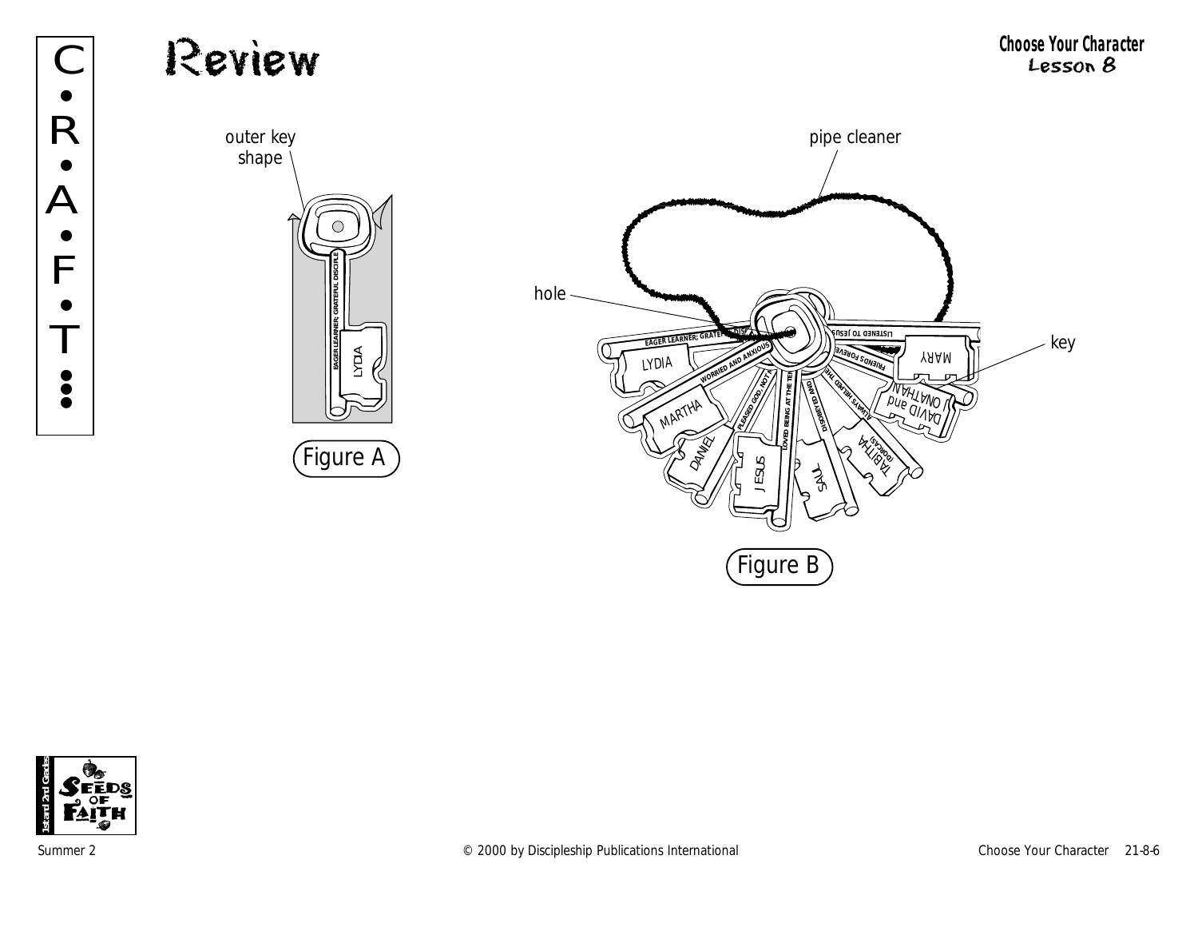# Review

**Choose Your Character**
**Lesson 8**

outer key shape

Figure A

pipe cleaner

hole

key

Figure B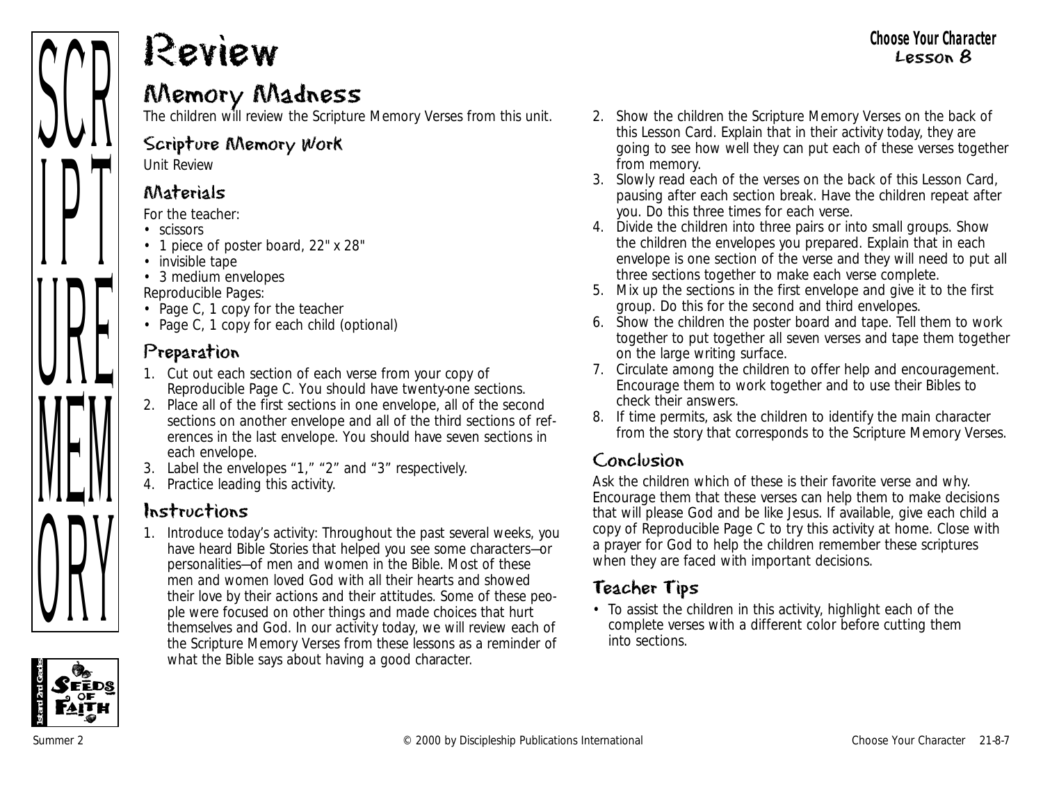# Review

## Memory Madness

The children will review the Scripture Memory Verses from this unit.

### Scripture Memory Work

Unit Review

### Materials

For the teacher:

- scissors
- 1 piece of poster board, 22" x 28"
- invisible tape
- 3 medium envelopes

Reproducible Pages:

- Page C, 1 copy for the teacher
- Page C, 1 copy for each child (optional)

### Preparation

1. Cut out each section of each verse from your copy of Reproducible Page C. You should have twenty-one sections.
2. Place all of the first sections in one envelope, all of the second sections on another envelope and all of the third sections of references in the last envelope. You should have seven sections in each envelope.
3. Label the envelopes "1," "2" and "3" respectively.
4. Practice leading this activity.

### Instructions

1. Introduce today's activity: Throughout the past several weeks, you have heard Bible Stories that helped you see some characters—or personalities—of men and women in the Bible. Most of these men and women loved God with all their hearts and showed their love by their actions and their attitudes. Some of these people were focused on other things and made choices that hurt themselves and God. In our activity today, we will review each of the Scripture Memory Verses from these lessons as a reminder of what the Bible says about having a good character.
2. Show the children the Scripture Memory Verses on the back of this Lesson Card. Explain that in their activity today, they are going to see how well they can put each of these verses together from memory.
3. Slowly read each of the verses on the back of this Lesson Card, pausing after each section break. Have the children repeat after you. Do this three times for each verse.
4. Divide the children into three pairs or into small groups. Show the children the envelopes you prepared. Explain that in each envelope is one section of the verse and they will need to put all three sections together to make each verse complete.
5. Mix up the sections in the first envelope and give it to the first group. Do this for the second and third envelopes.
6. Show the children the poster board and tape. Tell them to work together to put together all seven verses and tape them together on the large writing surface.
7. Circulate among the children to offer help and encouragement. Encourage them to work together and to use their Bibles to check their answers.
8. If time permits, ask the children to identify the main character from the story that corresponds to the Scripture Memory Verses.

### Conclusion

Ask the children which of these is their favorite verse and why. Encourage them that these verses can help them to make decisions that will please God and be like Jesus. If available, give each child a copy of Reproducible Page C to try this activity at home. Close with a prayer for God to help the children remember these scriptures when they are faced with important decisions.

### Teacher Tips

- To assist the children in this activity, highlight each of the complete verses with a different color before cutting them into sections.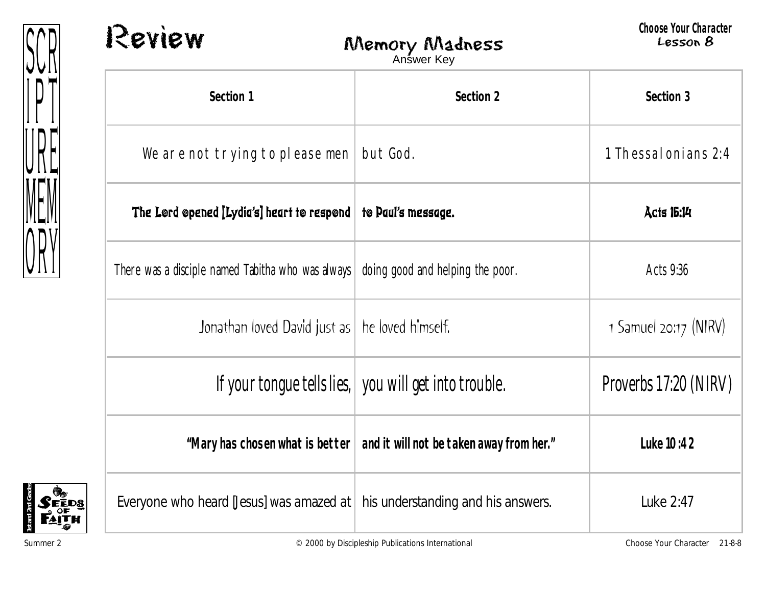# Review

## Memory Madness

Answer Key

Choose Your Character
Lesson 8

SCRIPTURE MEMORY

| Section 1 | Section 2 | Section 3 |
|---|---|---|
| We are not trying to please men | but God. | 1 Thessalonians 2:4 |
| The Lord opened [Lydia's] heart to respond | to Paul's message. | Acts 16:14 |
| There was a disciple named Tabitha who was always | doing good and helping the poor. | Acts 9:36 |
| Jonathan loved David just as | he loved himself. | 1 Samuel 20:17 (NIRV) |
| If your tongue tells lies, | you will get into trouble. | Proverbs 17:20 (NIRV) |
| "Mary has chosen what is better | and it will not be taken away from her." | Luke 10:42 |
| Everyone who heard [Jesus] was amazed at | his understanding and his answers. | Luke 2:47 |

Summer 2 © 2000 by Discipleship Publications International Choose Your Character 21-8-8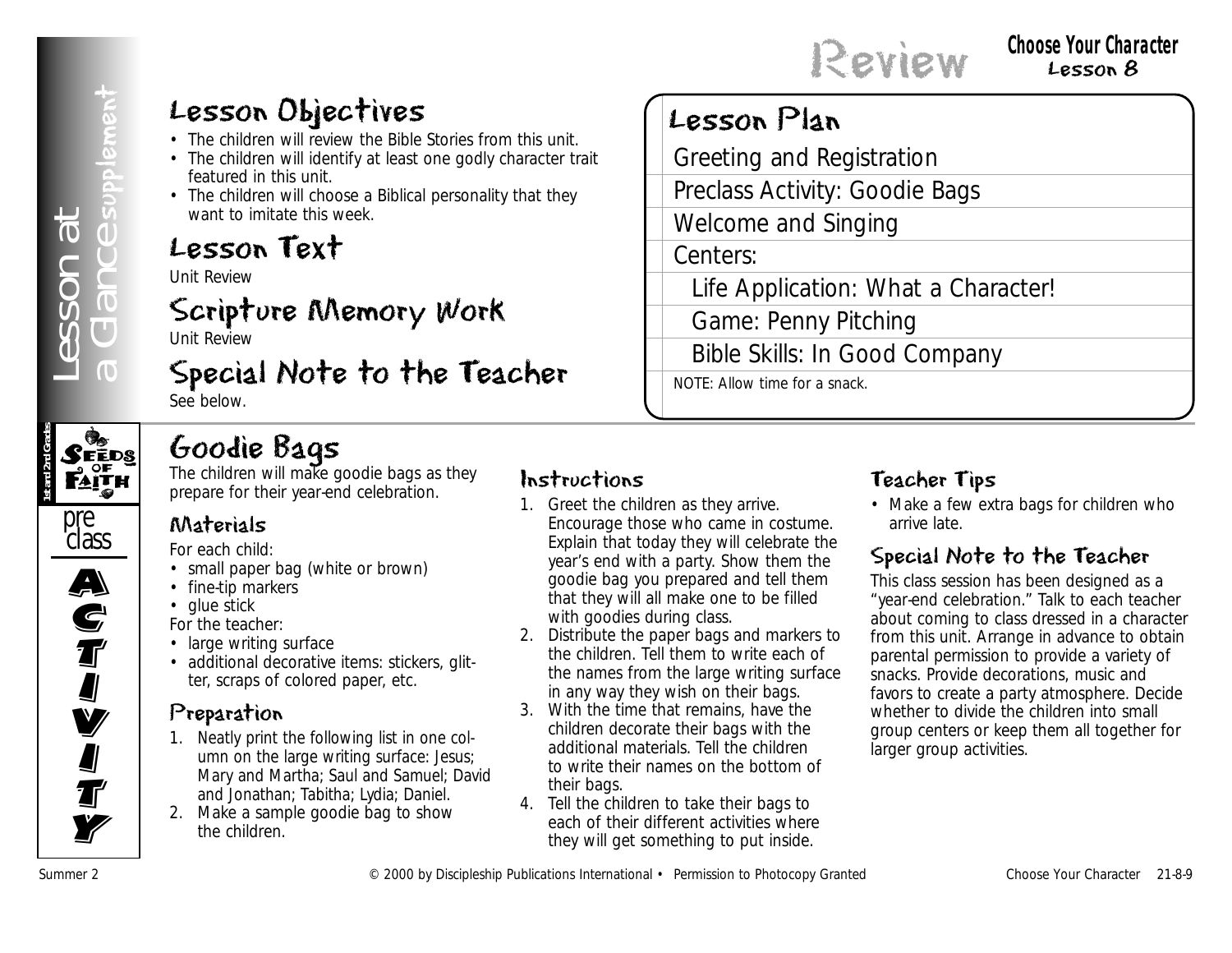# Review

**Choose Your Character**
Lesson 8

Lesson at a Glance supplement

## Lesson Objectives

- The children will review the Bible Stories from this unit.
- The children will identify at least one godly character trait featured in this unit.
- The children will choose a Biblical personality that they want to imitate this week.

## Lesson Text

Unit Review

## Scripture Memory Work

Unit Review

## Special Note to the Teacher

See below.

## Lesson Plan

- Greeting and Registration
- Preclass Activity: Goodie Bags
- Welcome and Singing
- Centers:
  - Life Application: What a Character!
  - Game: Penny Pitching
  - Bible Skills: In Good Company

NOTE: Allow time for a snack.

Seeds of Faith — 1st and 2nd Grade

pre class ACTIVITY

## Goodie Bags

The children will make goodie bags as they prepare for their year-end celebration.

### Materials

For each child:

- small paper bag (white or brown)
- fine-tip markers
- glue stick

For the teacher:

- large writing surface
- additional decorative items: stickers, glitter, scraps of colored paper, etc.

### Preparation

1. Neatly print the following list in one column on the large writing surface: Jesus; Mary and Martha; Saul and Samuel; David and Jonathan; Tabitha; Lydia; Daniel.
2. Make a sample goodie bag to show the children.

### Instructions

1. Greet the children as they arrive. Encourage those who came in costume. Explain that today they will celebrate the year's end with a party. Show them the goodie bag you prepared and tell them that they will all make one to be filled with goodies during class.
2. Distribute the paper bags and markers to the children. Tell them to write each of the names from the large writing surface in any way they wish on their bags.
3. With the time that remains, have the children decorate their bags with the additional materials. Tell the children to write their names on the bottom of their bags.
4. Tell the children to take their bags to each of their different activities where they will get something to put inside.

### Teacher Tips

- Make a few extra bags for children who arrive late.

### Special Note to the Teacher

This class session has been designed as a "year-end celebration." Talk to each teacher about coming to class dressed in a character from this unit. Arrange in advance to obtain parental permission to provide a variety of snacks. Provide decorations, music and favors to create a party atmosphere. Decide whether to divide the children into small group centers or keep them all together for larger group activities.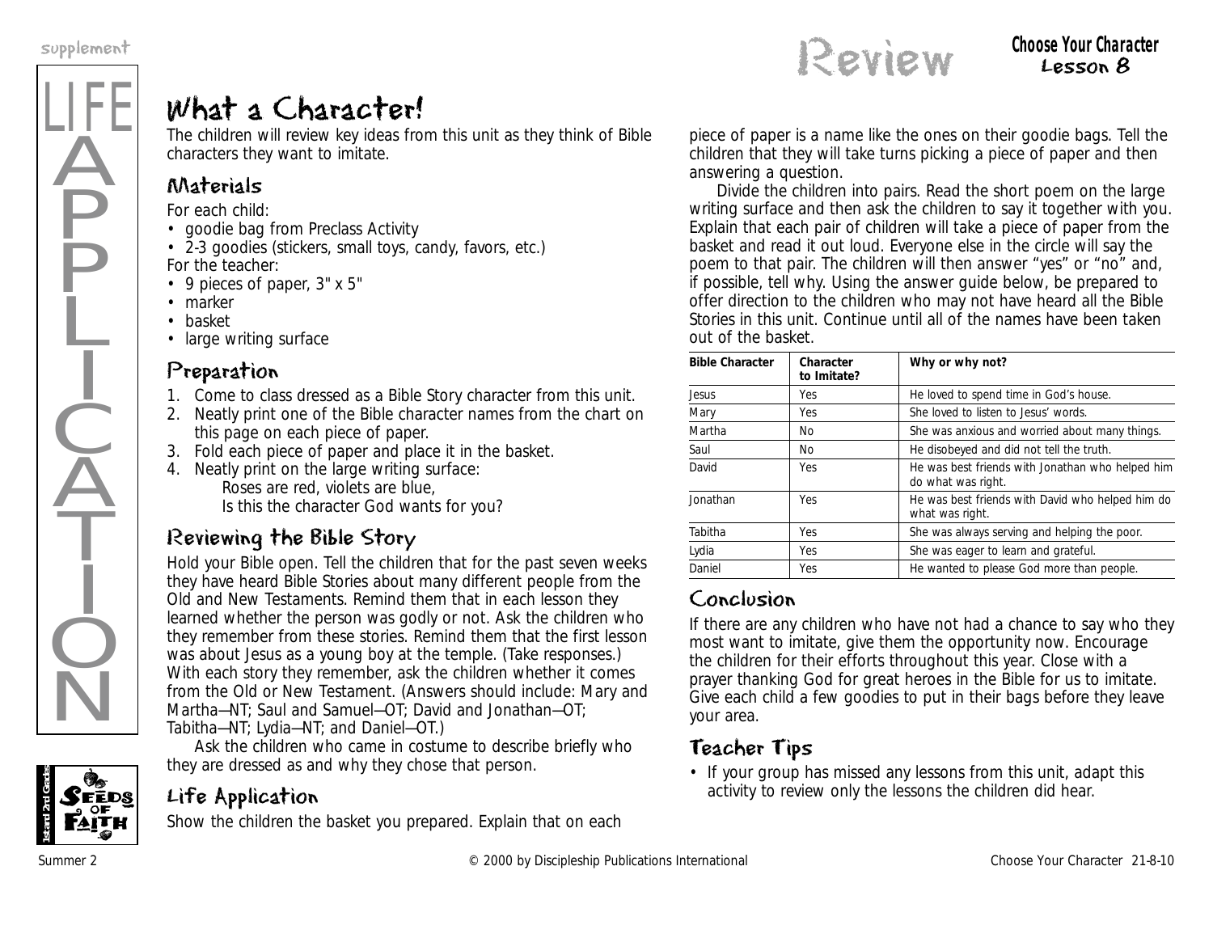# What a Character!

The children will review key ideas from this unit as they think of Bible characters they want to imitate.

## Materials

For each child:

- goodie bag from Preclass Activity
- 2-3 goodies (stickers, small toys, candy, favors, etc.)

For the teacher:

- 9 pieces of paper, 3" x 5"
- marker
- basket
- large writing surface

## Preparation

1. Come to class dressed as a Bible Story character from this unit.
2. Neatly print one of the Bible character names from the chart on this page on each piece of paper.
3. Fold each piece of paper and place it in the basket.
4. Neatly print on the large writing surface:
   Roses are red, violets are blue,
   Is this the character God wants for you?

## Reviewing the Bible Story

Hold your Bible open. Tell the children that for the past seven weeks they have heard Bible Stories about many different people from the Old and New Testaments. Remind them that in each lesson they learned whether the person was godly or not. Ask the children who they remember from these stories. Remind them that the first lesson was about Jesus as a young boy at the temple. (Take responses.) With each story they remember, ask the children whether it comes from the Old or New Testament. (Answers should include: Mary and Martha—NT; Saul and Samuel—OT; David and Jonathan—OT; Tabitha—NT; Lydia—NT; and Daniel—OT.)

Ask the children who came in costume to describe briefly who they are dressed as and why they chose that person.

## Life Application

Show the children the basket you prepared. Explain that on each piece of paper is a name like the ones on their goodie bags. Tell the children that they will take turns picking a piece of paper and then answering a question.

Divide the children into pairs. Read the short poem on the large writing surface and then ask the children to say it together with you. Explain that each pair of children will take a piece of paper from the basket and read it out loud. Everyone else in the circle will say the poem to that pair. The children will then answer "yes" or "no" and, if possible, tell why. Using the answer guide below, be prepared to offer direction to the children who may not have heard all the Bible Stories in this unit. Continue until all of the names have been taken out of the basket.

| Bible Character | Character to Imitate? | Why or why not? |
|---|---|---|
| Jesus | Yes | He loved to spend time in God's house. |
| Mary | Yes | She loved to listen to Jesus' words. |
| Martha | No | She was anxious and worried about many things. |
| Saul | No | He disobeyed and did not tell the truth. |
| David | Yes | He was best friends with Jonathan who helped him do what was right. |
| Jonathan | Yes | He was best friends with David who helped him do what was right. |
| Tabitha | Yes | She was always serving and helping the poor. |
| Lydia | Yes | She was eager to learn and grateful. |
| Daniel | Yes | He wanted to please God more than people. |

## Conclusion

If there are any children who have not had a chance to say who they most want to imitate, give them the opportunity now. Encourage the children for their efforts throughout this year. Close with a prayer thanking God for great heroes in the Bible for us to imitate. Give each child a few goodies to put in their bags before they leave your area.

## Teacher Tips

- If your group has missed any lessons from this unit, adapt this activity to review only the lessons the children did hear.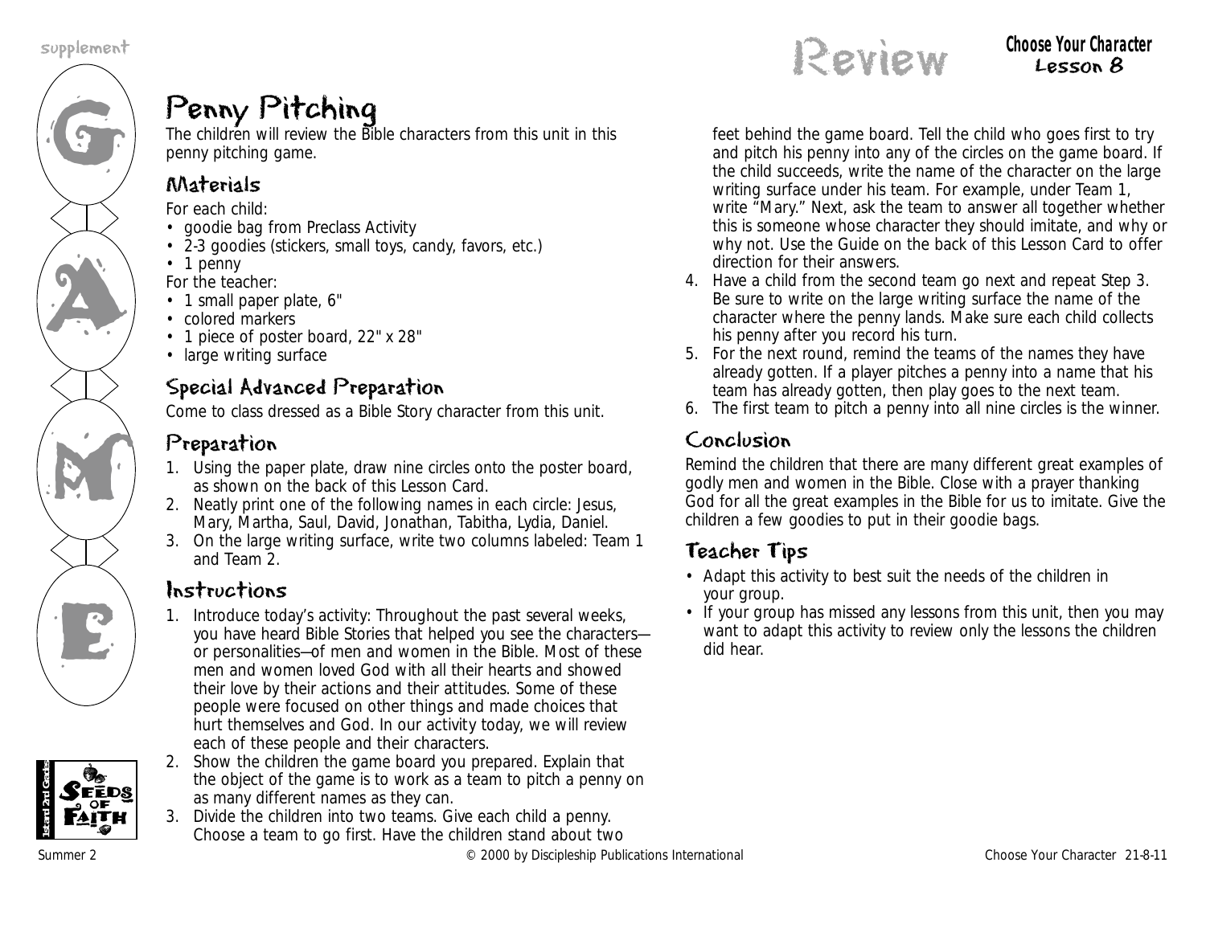supplement

# Review

**Choose Your Character**
**Lesson 8**

## Penny Pitching

The children will review the Bible characters from this unit in this penny pitching game.

### Materials

For each child:

- goodie bag from Preclass Activity
- 2-3 goodies (stickers, small toys, candy, favors, etc.)
- 1 penny

For the teacher:

- 1 small paper plate, 6"
- colored markers
- 1 piece of poster board, 22" x 28"
- large writing surface

### Special Advanced Preparation

Come to class dressed as a Bible Story character from this unit.

### Preparation

1. Using the paper plate, draw nine circles onto the poster board, as shown on the back of this Lesson Card.
2. Neatly print one of the following names in each circle: Jesus, Mary, Martha, Saul, David, Jonathan, Tabitha, Lydia, Daniel.
3. On the large writing surface, write two columns labeled: Team 1 and Team 2.

### Instructions

1. Introduce today's activity: Throughout the past several weeks, you have heard Bible Stories that helped you see the characters—or personalities—of men and women in the Bible. Most of these men and women loved God with all their hearts and showed their love by their actions and their attitudes. Some of these people were focused on other things and made choices that hurt themselves and God. In our activity today, we will review each of these people and their characters.
2. Show the children the game board you prepared. Explain that the object of the game is to work as a team to pitch a penny on as many different names as they can.
3. Divide the children into two teams. Give each child a penny. Choose a team to go first. Have the children stand about two feet behind the game board. Tell the child who goes first to try and pitch his penny into any of the circles on the game board. If the child succeeds, write the name of the character on the large writing surface under his team. For example, under Team 1, write "Mary." Next, ask the team to answer all together whether this is someone whose character they should imitate, and why or why not. Use the Guide on the back of this Lesson Card to offer direction for their answers.
4. Have a child from the second team go next and repeat Step 3. Be sure to write on the large writing surface the name of the character where the penny lands. Make sure each child collects his penny after you record his turn.
5. For the next round, remind the teams of the names they have already gotten. If a player pitches a penny into a name that his team has already gotten, then play goes to the next team.
6. The first team to pitch a penny into all nine circles is the winner.

### Conclusion

Remind the children that there are many different great examples of godly men and women in the Bible. Close with a prayer thanking God for all the great examples in the Bible for us to imitate. Give the children a few goodies to put in their goodie bags.

### Teacher Tips

- Adapt this activity to best suit the needs of the children in your group.
- If your group has missed any lessons from this unit, then you may want to adapt this activity to review only the lessons the children did hear.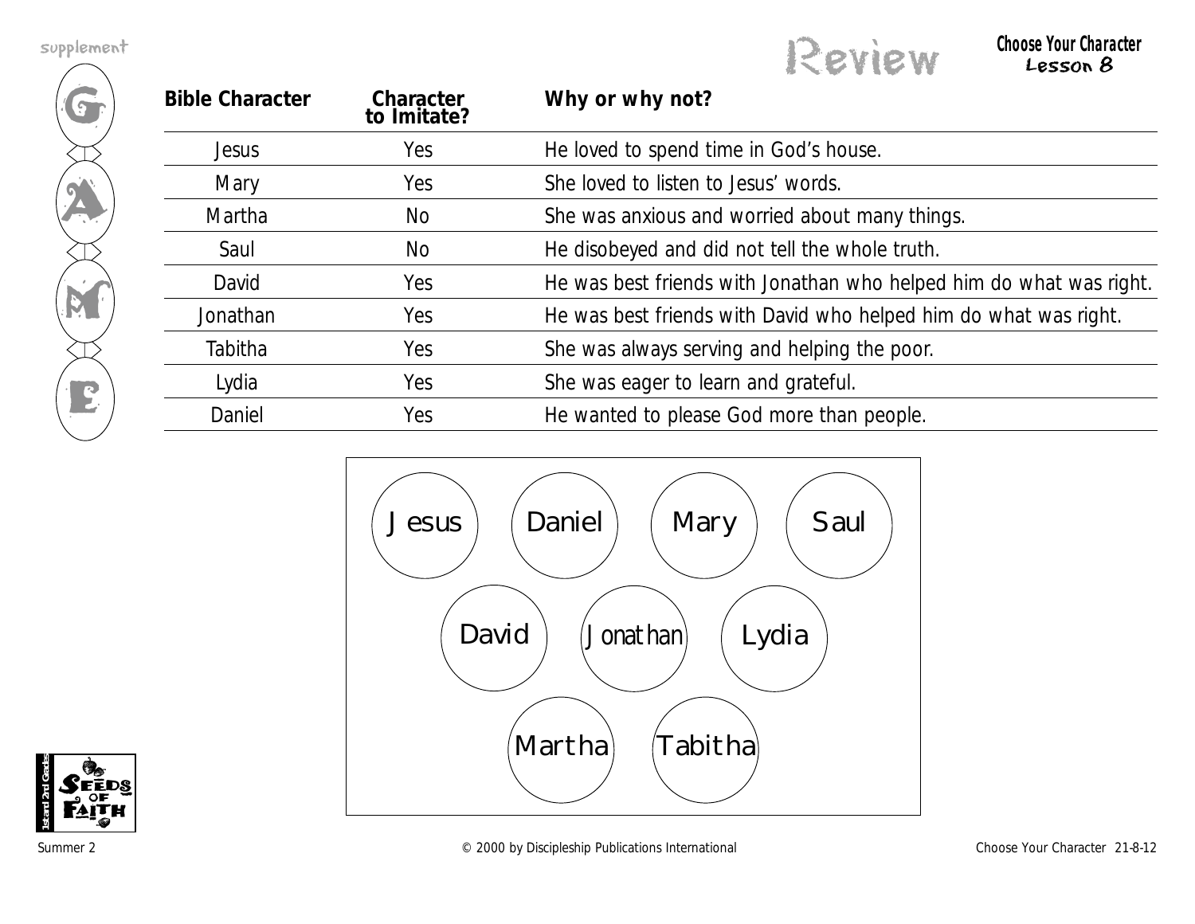# Review

**Choose Your Character**
**Lesson 8**

| Bible Character | Character to Imitate? | Why or why not? |
|---|---|---|
| Jesus | Yes | He loved to spend time in God's house. |
| Mary | Yes | She loved to listen to Jesus' words. |
| Martha | No | She was anxious and worried about many things. |
| Saul | No | He disobeyed and did not tell the whole truth. |
| David | Yes | He was best friends with Jonathan who helped him do what was right. |
| Jonathan | Yes | He was best friends with David who helped him do what was right. |
| Tabitha | Yes | She was always serving and helping the poor. |
| Lydia | Yes | She was eager to learn and grateful. |
| Daniel | Yes | He wanted to please God more than people. |

Jesus Daniel Mary Saul

David Jonathan Lydia

Martha Tabitha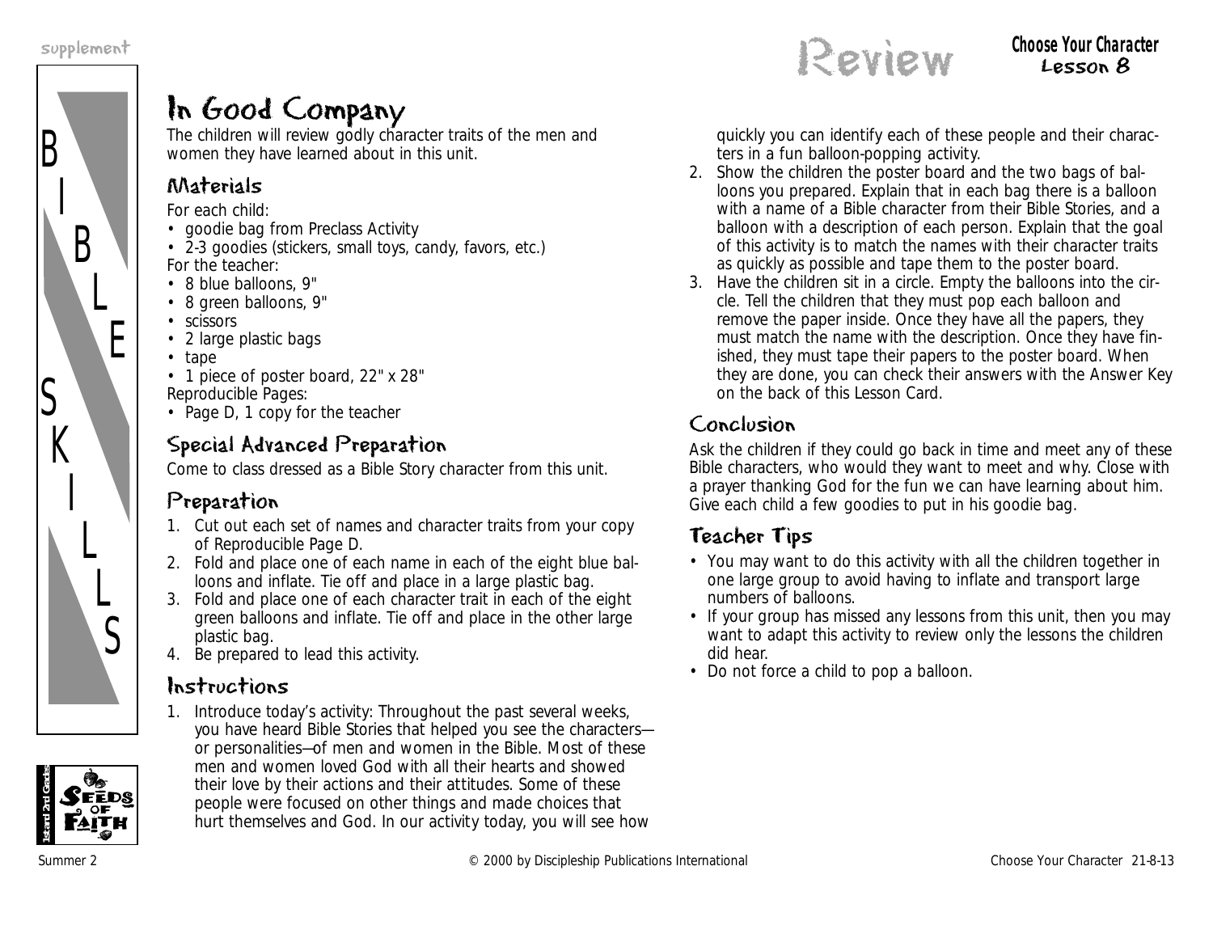supplement

# Review

**Choose Your Character**
**Lesson 8**

## In Good Company

The children will review godly character traits of the men and women they have learned about in this unit.

### Materials

For each child:
- goodie bag from Preclass Activity
- 2-3 goodies (stickers, small toys, candy, favors, etc.)

For the teacher:
- 8 blue balloons, 9"
- 8 green balloons, 9"
- scissors
- 2 large plastic bags
- tape
- 1 piece of poster board, 22" x 28"

Reproducible Pages:
- Page D, 1 copy for the teacher

### Special Advanced Preparation

Come to class dressed as a Bible Story character from this unit.

### Preparation

1. Cut out each set of names and character traits from your copy of Reproducible Page D.
2. Fold and place one of each name in each of the eight blue balloons and inflate. Tie off and place in a large plastic bag.
3. Fold and place one of each character trait in each of the eight green balloons and inflate. Tie off and place in the other large plastic bag.
4. Be prepared to lead this activity.

### Instructions

1. Introduce today's activity: Throughout the past several weeks, you have heard Bible Stories that helped you see the characters—or personalities—of men and women in the Bible. Most of these men and women loved God with all their hearts and showed their love by their actions and their attitudes. Some of these people were focused on other things and made choices that hurt themselves and God. In our activity today, you will see how quickly you can identify each of these people and their characters in a fun balloon-popping activity.
2. Show the children the poster board and the two bags of balloons you prepared. Explain that in each bag there is a balloon with a name of a Bible character from their Bible Stories, and a balloon with a description of each person. Explain that the goal of this activity is to match the names with their character traits as quickly as possible and tape them to the poster board.
3. Have the children sit in a circle. Empty the balloons into the circle. Tell the children that they must pop each balloon and remove the paper inside. Once they have all the papers, they must match the name with the description. Once they have finished, they must tape their papers to the poster board. When they are done, you can check their answers with the Answer Key on the back of this Lesson Card.

### Conclusion

Ask the children if they could go back in time and meet any of these Bible characters, who would they want to meet and why. Close with a prayer thanking God for the fun we can have learning about him. Give each child a few goodies to put in his goodie bag.

### Teacher Tips

- You may want to do this activity with all the children together in one large group to avoid having to inflate and transport large numbers of balloons.
- If your group has missed any lessons from this unit, then you may want to adapt this activity to review only the lessons the children did hear.
- Do not force a child to pop a balloon.

Summer 2 © 2000 by Discipleship Publications International Choose Your Character 21-8-13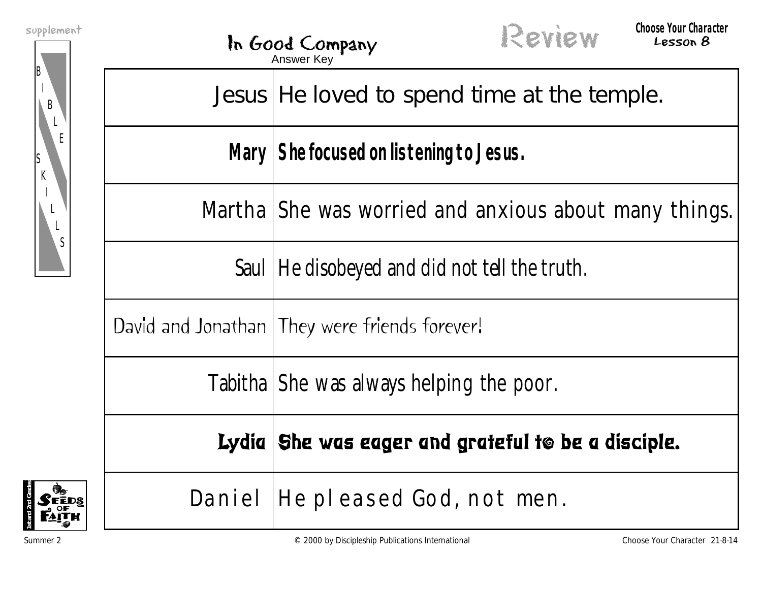# In Good Company

Answer Key

## Review

**Choose Your Character**
**Lesson 8**

| | |
|---|---|
| Jesus | He loved to spend time at the temple. |
| **Mary** | **She focused on listening to Jesus.** |
| Martha | She was worried and anxious about many things. |
| Saul | He disobeyed and did not tell the truth. |
| David and Jonathan | They were friends forever! |
| Tabitha | She was always helping the poor. |
| **Lydia** | **She was eager and grateful to be a disciple.** |
| Daniel | He pleased God, not men. |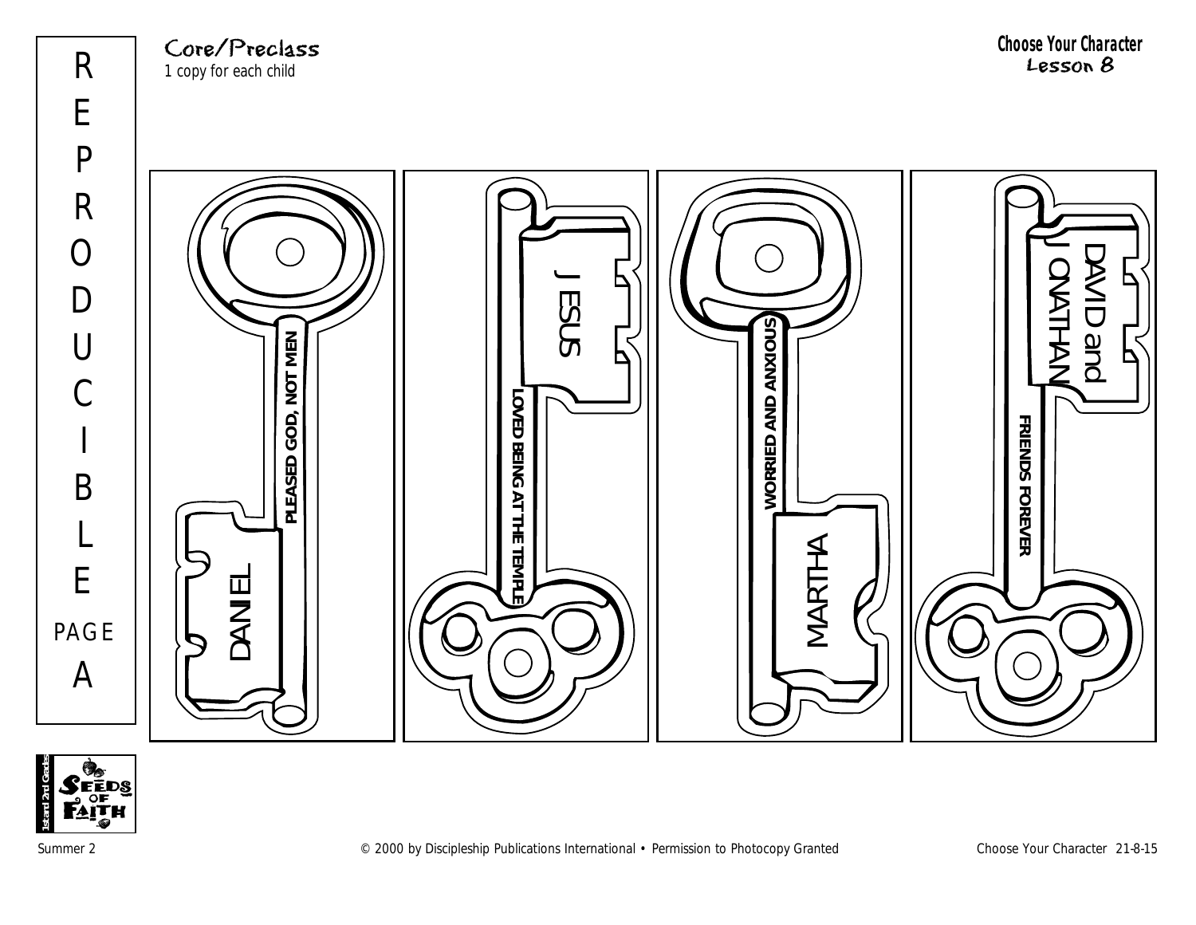# REPRODUCIBLE PAGE A

**Core/Preclass**
1 copy for each child

**Choose Your Character**
**Lesson 8**

DANIEL
PLEASED GOD, NOT MEN

JESUS
LOVED BEING AT THE TEMPLE

WORRIED AND ANXIOUS
MARTHA

DAVID and JONATHAN
FRIENDS FOREVER

1st and 2nd Grades
SEEDS OF FAITH

Summer 2 © 2000 by Discipleship Publications International • Permission to Photocopy Granted Choose Your Character 21-8-15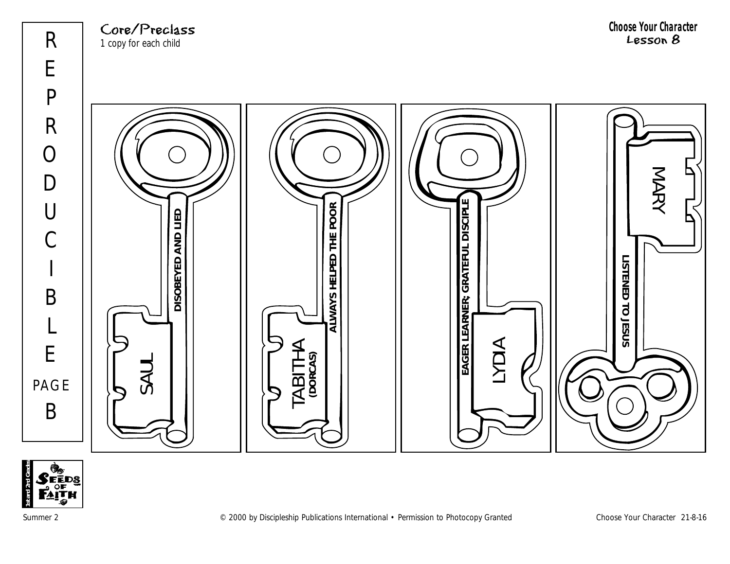REPRODUCIBLE PAGE B

## Core/Preclass

*1 copy for each child*

**Choose Your Character**
Lesson 8

SAUL
**DISOBEYED AND LIED**

TABITHA
**(DORCAS)**
**ALWAYS HELPED THE POOR**

LYDIA
**EAGER LEARNER; GRATEFUL DISCIPLE**

MARY
**LISTENED TO JESUS**

1st and 2nd Grades
SEEDS OF FAITH

Summer 2 © 2000 by Discipleship Publications International • Permission to Photocopy Granted Choose Your Character 21-8-16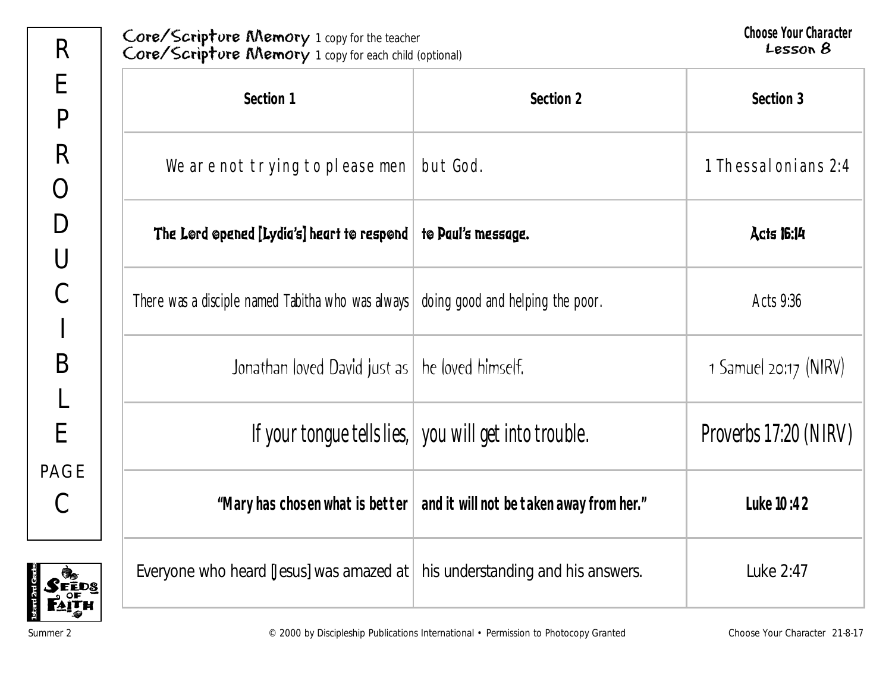**Core/Scripture Memory** 1 copy for the teacher
**Core/Scripture Memory** 1 copy for each child (optional)

**Choose Your Character**
**Lesson 8**

| Section 1 | Section 2 | Section 3 |
|---|---|---|
| We are not trying to please men | but God. | 1 Thessalonians 2:4 |
| **The Lord opened [Lydia's] heart to respond** | **to Paul's message.** | **Acts 16:14** |
| There was a disciple named Tabitha who was always | doing good and helping the poor. | Acts 9:36 |
| Jonathan loved David just as | he loved himself. | 1 Samuel 20:17 (NIRV) |
| If your tongue tells lies, | you will get into trouble. | Proverbs 17:20 (NIRV) |
| **"Mary has chosen what is better** | **and it will not be taken away from her."** | **Luke 10:42** |
| Everyone who heard [Jesus] was amazed at | his understanding and his answers. | Luke 2:47 |

REPRODUCIBLE PAGE C

Summer 2 © 2000 by Discipleship Publications International • Permission to Photocopy Granted Choose Your Character 21-8-17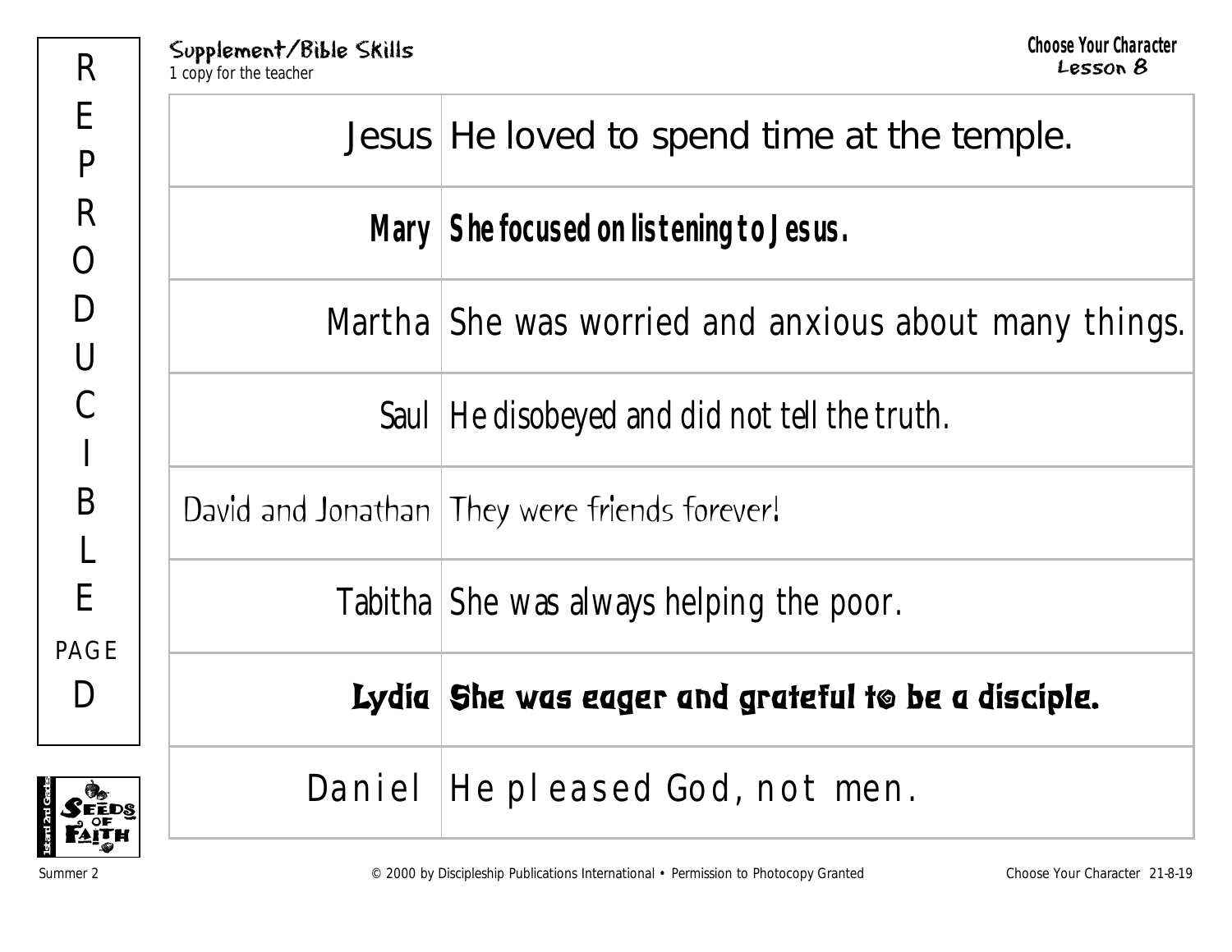REPRODUCIBLE PAGE D

Supplement/Bible Skills
1 copy for the teacher

**Choose Your Character**
Lesson 8

| | |
|---|---|
| Jesus | He loved to spend time at the temple. |
| **Mary** | **She focused on listening to Jesus.** |
| Martha | She was worried and anxious about many things. |
| Saul | He disobeyed and did not tell the truth. |
| David and Jonathan | They were friends forever! |
| Tabitha | She was always helping the poor. |
| **Lydia** | **She was eager and grateful to be a disciple.** |
| Daniel | He pleased God, not men. |

Summer 2 © 2000 by Discipleship Publications International • Permission to Photocopy Granted Choose Your Character 21-8-19